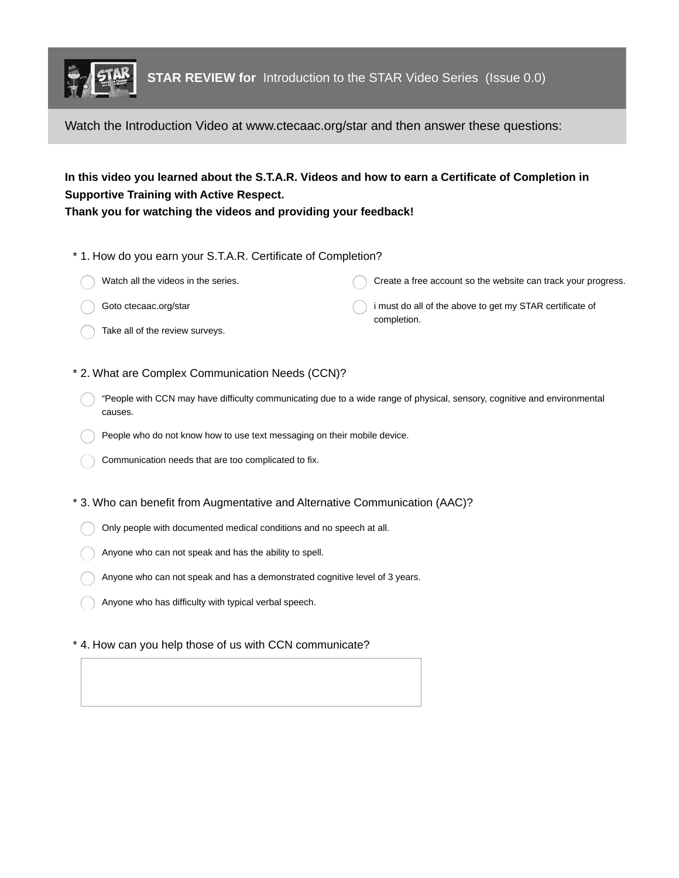# STAR REVIEW for Introduction to the STAR Video Series (Issue 0.0)

Watch the Introduction Video at www.ctecaac.org/star and then answer these questions:

**In this video you learned about the S.T.A.R. Videos and how to earn a Certificate of Completion in Supportive Training with Active Respect.**
**Thank you for watching the videos and providing your feedback!**

\* 1. How do you earn your S.T.A.R. Certificate of Completion?

- Watch all the videos in the series.
- Goto ctecaac.org/star
- Take all of the review surveys.
- Create a free account so the website can track your progress.
- i must do all of the above to get my STAR certificate of completion.

\* 2. What are Complex Communication Needs (CCN)?

- “People with CCN may have difficulty communicating due to a wide range of physical, sensory, cognitive and environmental causes.
- People who do not know how to use text messaging on their mobile device.
- Communication needs that are too complicated to fix.

\* 3. Who can benefit from Augmentative and Alternative Communication (AAC)?

- Only people with documented medical conditions and no speech at all.
- Anyone who can not speak and has the ability to spell.
- Anyone who can not speak and has a demonstrated cognitive level of 3 years.
- Anyone who has difficulty with typical verbal speech.

\* 4. How can you help those of us with CCN communicate?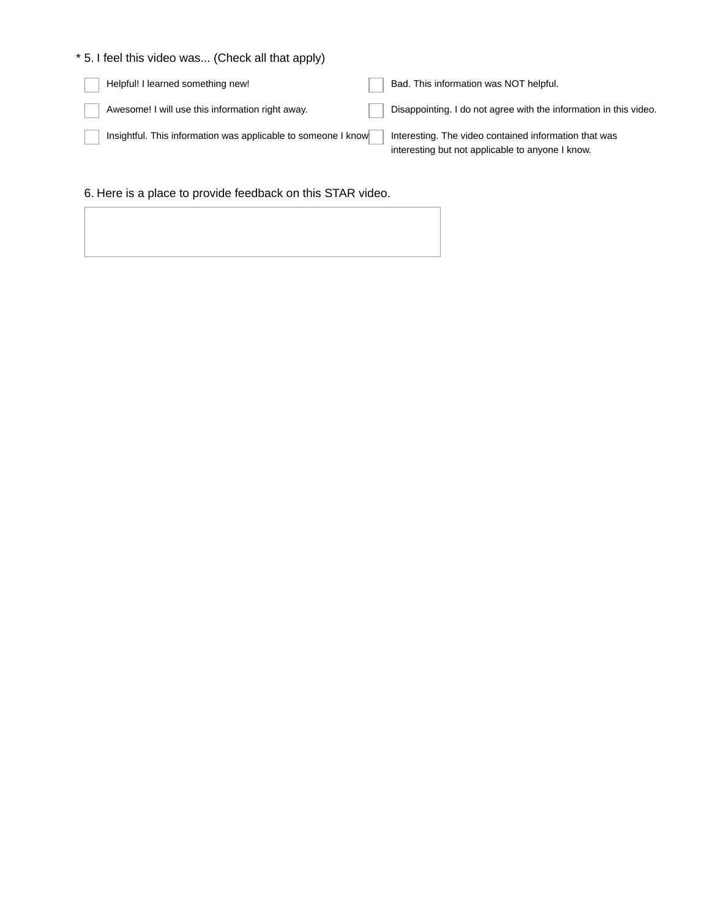* 5. I feel this video was... (Check all that apply)

- [ ] Helpful! I learned something new!
- [ ] Awesome! I will use this information right away.
- [ ] Insightful. This information was applicable to someone I know
- [ ] Bad. This information was NOT helpful.
- [ ] Disappointing. I do not agree with the information in this video.
- [ ] Interesting. The video contained information that was interesting but not applicable to anyone I know.

6. Here is a place to provide feedback on this STAR video.